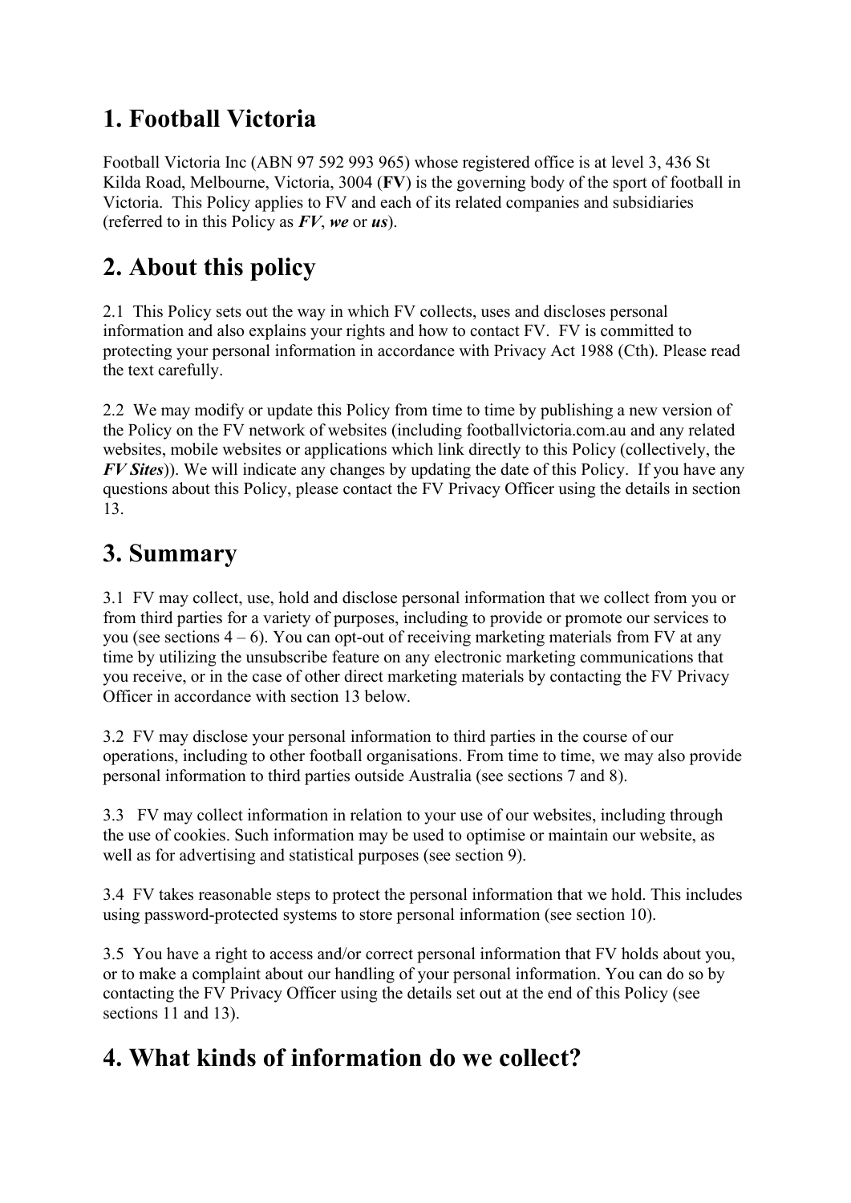## 1. Football Victoria

Football Victoria Inc (ABN 97 592 993 965) whose registered office is at level 3, 436 St Kilda Road, Melbourne, Victoria, 3004 (**FV**) is the governing body of the sport of football in Victoria. This Policy applies to FV and each of its related companies and subsidiaries (referred to in this Policy as ***FV***, ***we*** or ***us***).

## 2. About this policy

2.1 This Policy sets out the way in which FV collects, uses and discloses personal information and also explains your rights and how to contact FV. FV is committed to protecting your personal information in accordance with Privacy Act 1988 (Cth). Please read the text carefully.

2.2 We may modify or update this Policy from time to time by publishing a new version of the Policy on the FV network of websites (including footballvictoria.com.au and any related websites, mobile websites or applications which link directly to this Policy (collectively, the ***FV Sites***)). We will indicate any changes by updating the date of this Policy. If you have any questions about this Policy, please contact the FV Privacy Officer using the details in section 13.

## 3. Summary

3.1 FV may collect, use, hold and disclose personal information that we collect from you or from third parties for a variety of purposes, including to provide or promote our services to you (see sections 4 – 6). You can opt-out of receiving marketing materials from FV at any time by utilizing the unsubscribe feature on any electronic marketing communications that you receive, or in the case of other direct marketing materials by contacting the FV Privacy Officer in accordance with section 13 below.

3.2 FV may disclose your personal information to third parties in the course of our operations, including to other football organisations. From time to time, we may also provide personal information to third parties outside Australia (see sections 7 and 8).

3.3 FV may collect information in relation to your use of our websites, including through the use of cookies. Such information may be used to optimise or maintain our website, as well as for advertising and statistical purposes (see section 9).

3.4 FV takes reasonable steps to protect the personal information that we hold. This includes using password-protected systems to store personal information (see section 10).

3.5 You have a right to access and/or correct personal information that FV holds about you, or to make a complaint about our handling of your personal information. You can do so by contacting the FV Privacy Officer using the details set out at the end of this Policy (see sections 11 and 13).

## 4. What kinds of information do we collect?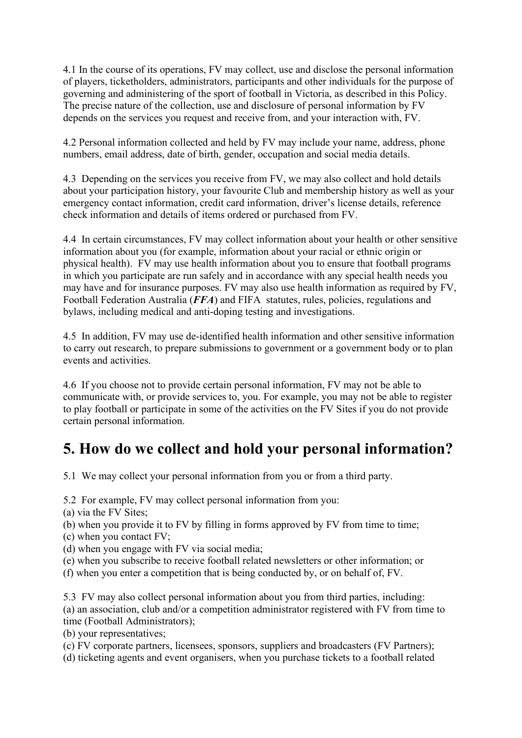4.1 In the course of its operations, FV may collect, use and disclose the personal information of players, ticketholders, administrators, participants and other individuals for the purpose of governing and administering of the sport of football in Victoria, as described in this Policy. The precise nature of the collection, use and disclosure of personal information by FV depends on the services you request and receive from, and your interaction with, FV.

4.2 Personal information collected and held by FV may include your name, address, phone numbers, email address, date of birth, gender, occupation and social media details.

4.3 Depending on the services you receive from FV, we may also collect and hold details about your participation history, your favourite Club and membership history as well as your emergency contact information, credit card information, driver's license details, reference check information and details of items ordered or purchased from FV.

4.4 In certain circumstances, FV may collect information about your health or other sensitive information about you (for example, information about your racial or ethnic origin or physical health). FV may use health information about you to ensure that football programs in which you participate are run safely and in accordance with any special health needs you may have and for insurance purposes. FV may also use health information as required by FV, Football Federation Australia (***FFA***) and FIFA statutes, rules, policies, regulations and bylaws, including medical and anti-doping testing and investigations.

4.5 In addition, FV may use de-identified health information and other sensitive information to carry out research, to prepare submissions to government or a government body or to plan events and activities.

4.6 If you choose not to provide certain personal information, FV may not be able to communicate with, or provide services to, you. For example, you may not be able to register to play football or participate in some of the activities on the FV Sites if you do not provide certain personal information.

# 5. How do we collect and hold your personal information?

5.1 We may collect your personal information from you or from a third party.

5.2 For example, FV may collect personal information from you:
(a) via the FV Sites;
(b) when you provide it to FV by filling in forms approved by FV from time to time;
(c) when you contact FV;
(d) when you engage with FV via social media;
(e) when you subscribe to receive football related newsletters or other information; or
(f) when you enter a competition that is being conducted by, or on behalf of, FV.

5.3 FV may also collect personal information about you from third parties, including:
(a) an association, club and/or a competition administrator registered with FV from time to time (Football Administrators);
(b) your representatives;
(c) FV corporate partners, licensees, sponsors, suppliers and broadcasters (FV Partners);
(d) ticketing agents and event organisers, when you purchase tickets to a football related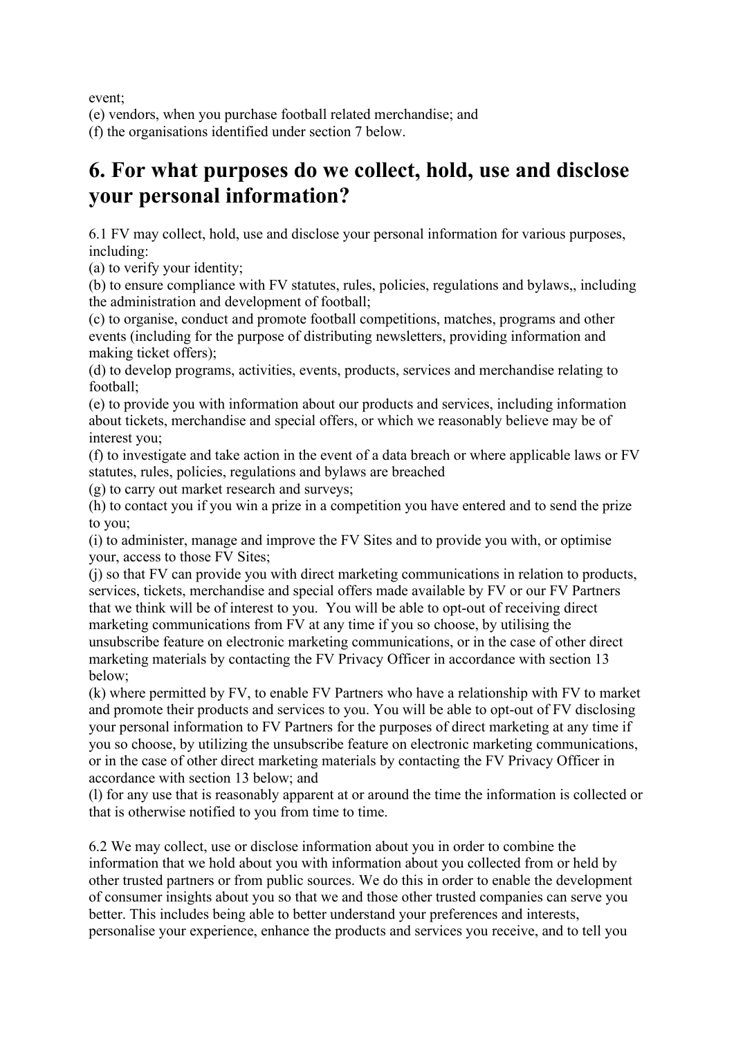event;

(e) vendors, when you purchase football related merchandise; and

(f) the organisations identified under section 7 below.

# 6. For what purposes do we collect, hold, use and disclose your personal information?

6.1 FV may collect, hold, use and disclose your personal information for various purposes, including:

(a) to verify your identity;

(b) to ensure compliance with FV statutes, rules, policies, regulations and bylaws,, including the administration and development of football;

(c) to organise, conduct and promote football competitions, matches, programs and other events (including for the purpose of distributing newsletters, providing information and making ticket offers);

(d) to develop programs, activities, events, products, services and merchandise relating to football;

(e) to provide you with information about our products and services, including information about tickets, merchandise and special offers, or which we reasonably believe may be of interest you;

(f) to investigate and take action in the event of a data breach or where applicable laws or FV statutes, rules, policies, regulations and bylaws are breached

(g) to carry out market research and surveys;

(h) to contact you if you win a prize in a competition you have entered and to send the prize to you;

(i) to administer, manage and improve the FV Sites and to provide you with, or optimise your, access to those FV Sites;

(j) so that FV can provide you with direct marketing communications in relation to products, services, tickets, merchandise and special offers made available by FV or our FV Partners that we think will be of interest to you. You will be able to opt-out of receiving direct marketing communications from FV at any time if you so choose, by utilising the unsubscribe feature on electronic marketing communications, or in the case of other direct marketing materials by contacting the FV Privacy Officer in accordance with section 13 below;

(k) where permitted by FV, to enable FV Partners who have a relationship with FV to market and promote their products and services to you. You will be able to opt-out of FV disclosing your personal information to FV Partners for the purposes of direct marketing at any time if you so choose, by utilizing the unsubscribe feature on electronic marketing communications, or in the case of other direct marketing materials by contacting the FV Privacy Officer in accordance with section 13 below; and

(l) for any use that is reasonably apparent at or around the time the information is collected or that is otherwise notified to you from time to time.

6.2 We may collect, use or disclose information about you in order to combine the information that we hold about you with information about you collected from or held by other trusted partners or from public sources. We do this in order to enable the development of consumer insights about you so that we and those other trusted companies can serve you better. This includes being able to better understand your preferences and interests, personalise your experience, enhance the products and services you receive, and to tell you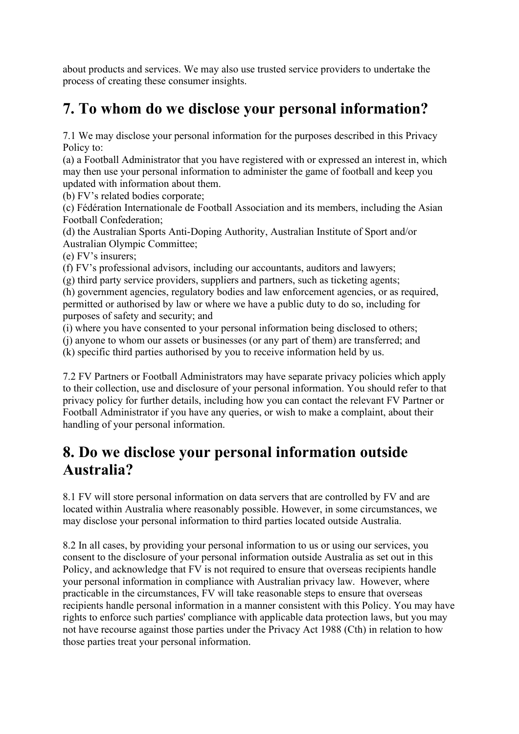about products and services. We may also use trusted service providers to undertake the process of creating these consumer insights.

## 7. To whom do we disclose your personal information?

7.1 We may disclose your personal information for the purposes described in this Privacy Policy to:
(a) a Football Administrator that you have registered with or expressed an interest in, which may then use your personal information to administer the game of football and keep you updated with information about them.
(b) FV's related bodies corporate;
(c) Fédération Internationale de Football Association and its members, including the Asian Football Confederation;
(d) the Australian Sports Anti-Doping Authority, Australian Institute of Sport and/or Australian Olympic Committee;
(e) FV's insurers;
(f) FV's professional advisors, including our accountants, auditors and lawyers;
(g) third party service providers, suppliers and partners, such as ticketing agents;
(h) government agencies, regulatory bodies and law enforcement agencies, or as required, permitted or authorised by law or where we have a public duty to do so, including for purposes of safety and security; and
(i) where you have consented to your personal information being disclosed to others;
(j) anyone to whom our assets or businesses (or any part of them) are transferred; and
(k) specific third parties authorised by you to receive information held by us.

7.2 FV Partners or Football Administrators may have separate privacy policies which apply to their collection, use and disclosure of your personal information. You should refer to that privacy policy for further details, including how you can contact the relevant FV Partner or Football Administrator if you have any queries, or wish to make a complaint, about their handling of your personal information.

## 8. Do we disclose your personal information outside Australia?

8.1 FV will store personal information on data servers that are controlled by FV and are located within Australia where reasonably possible. However, in some circumstances, we may disclose your personal information to third parties located outside Australia.

8.2 In all cases, by providing your personal information to us or using our services, you consent to the disclosure of your personal information outside Australia as set out in this Policy, and acknowledge that FV is not required to ensure that overseas recipients handle your personal information in compliance with Australian privacy law. However, where practicable in the circumstances, FV will take reasonable steps to ensure that overseas recipients handle personal information in a manner consistent with this Policy. You may have rights to enforce such parties' compliance with applicable data protection laws, but you may not have recourse against those parties under the Privacy Act 1988 (Cth) in relation to how those parties treat your personal information.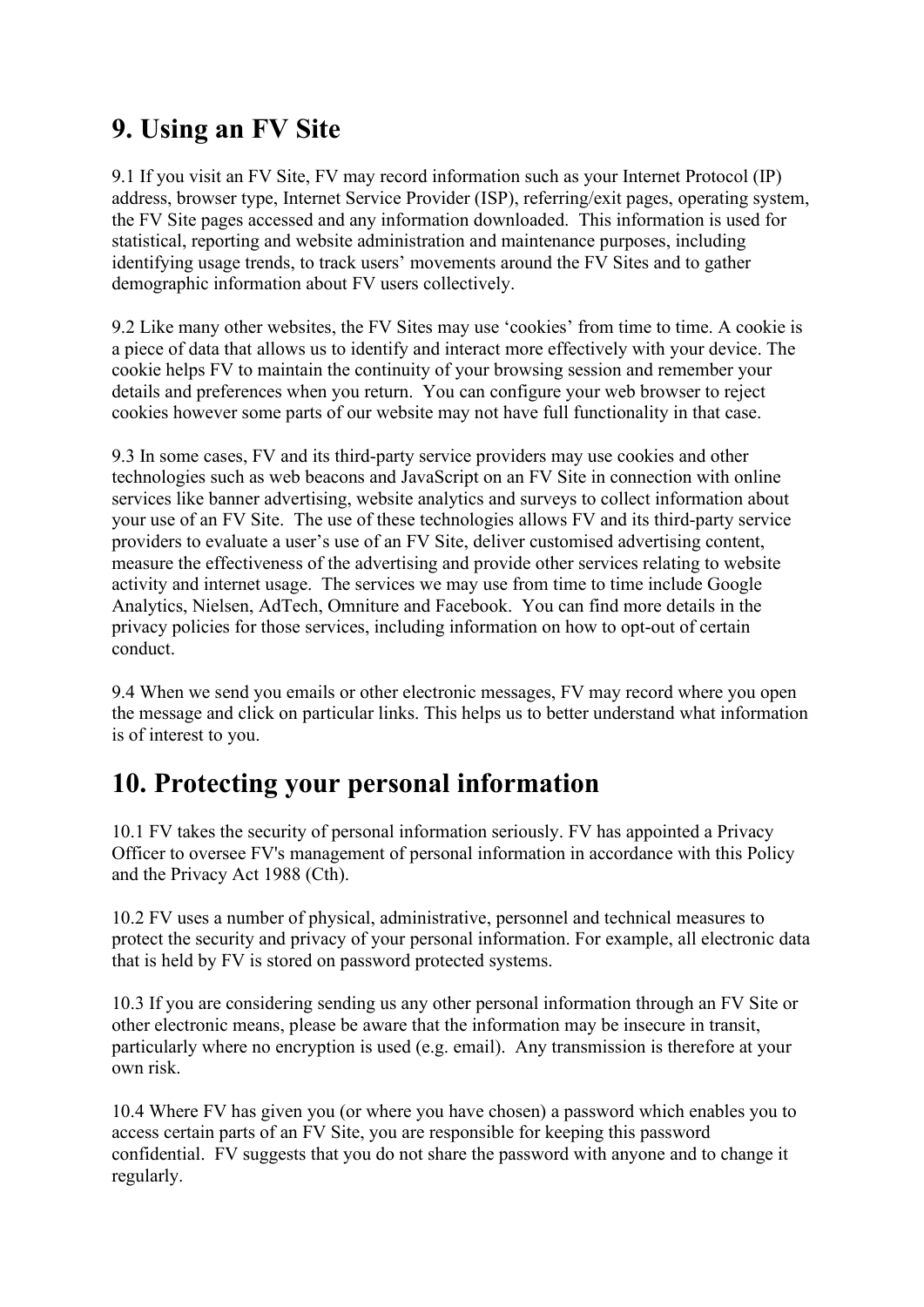## 9. Using an FV Site

9.1 If you visit an FV Site, FV may record information such as your Internet Protocol (IP) address, browser type, Internet Service Provider (ISP), referring/exit pages, operating system, the FV Site pages accessed and any information downloaded. This information is used for statistical, reporting and website administration and maintenance purposes, including identifying usage trends, to track users' movements around the FV Sites and to gather demographic information about FV users collectively.

9.2 Like many other websites, the FV Sites may use 'cookies' from time to time. A cookie is a piece of data that allows us to identify and interact more effectively with your device. The cookie helps FV to maintain the continuity of your browsing session and remember your details and preferences when you return. You can configure your web browser to reject cookies however some parts of our website may not have full functionality in that case.

9.3 In some cases, FV and its third-party service providers may use cookies and other technologies such as web beacons and JavaScript on an FV Site in connection with online services like banner advertising, website analytics and surveys to collect information about your use of an FV Site. The use of these technologies allows FV and its third-party service providers to evaluate a user's use of an FV Site, deliver customised advertising content, measure the effectiveness of the advertising and provide other services relating to website activity and internet usage. The services we may use from time to time include Google Analytics, Nielsen, AdTech, Omniture and Facebook. You can find more details in the privacy policies for those services, including information on how to opt-out of certain conduct.

9.4 When we send you emails or other electronic messages, FV may record where you open the message and click on particular links. This helps us to better understand what information is of interest to you.

## 10. Protecting your personal information

10.1 FV takes the security of personal information seriously. FV has appointed a Privacy Officer to oversee FV's management of personal information in accordance with this Policy and the Privacy Act 1988 (Cth).

10.2 FV uses a number of physical, administrative, personnel and technical measures to protect the security and privacy of your personal information. For example, all electronic data that is held by FV is stored on password protected systems.

10.3 If you are considering sending us any other personal information through an FV Site or other electronic means, please be aware that the information may be insecure in transit, particularly where no encryption is used (e.g. email). Any transmission is therefore at your own risk.

10.4 Where FV has given you (or where you have chosen) a password which enables you to access certain parts of an FV Site, you are responsible for keeping this password confidential. FV suggests that you do not share the password with anyone and to change it regularly.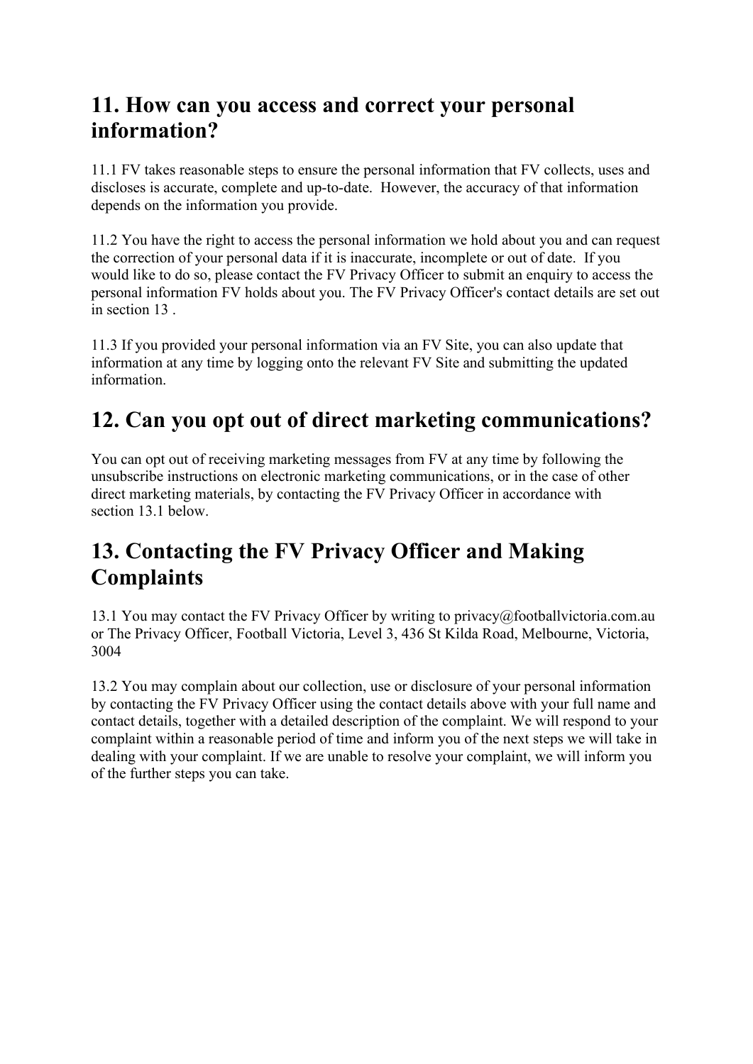## 11. How can you access and correct your personal information?

11.1 FV takes reasonable steps to ensure the personal information that FV collects, uses and discloses is accurate, complete and up-to-date. However, the accuracy of that information depends on the information you provide.

11.2 You have the right to access the personal information we hold about you and can request the correction of your personal data if it is inaccurate, incomplete or out of date. If you would like to do so, please contact the FV Privacy Officer to submit an enquiry to access the personal information FV holds about you. The FV Privacy Officer's contact details are set out in section 13 .

11.3 If you provided your personal information via an FV Site, you can also update that information at any time by logging onto the relevant FV Site and submitting the updated information.

## 12. Can you opt out of direct marketing communications?

You can opt out of receiving marketing messages from FV at any time by following the unsubscribe instructions on electronic marketing communications, or in the case of other direct marketing materials, by contacting the FV Privacy Officer in accordance with section 13.1 below.

## 13. Contacting the FV Privacy Officer and Making Complaints

13.1 You may contact the FV Privacy Officer by writing to privacy@footballvictoria.com.au or The Privacy Officer, Football Victoria, Level 3, 436 St Kilda Road, Melbourne, Victoria, 3004

13.2 You may complain about our collection, use or disclosure of your personal information by contacting the FV Privacy Officer using the contact details above with your full name and contact details, together with a detailed description of the complaint. We will respond to your complaint within a reasonable period of time and inform you of the next steps we will take in dealing with your complaint. If we are unable to resolve your complaint, we will inform you of the further steps you can take.